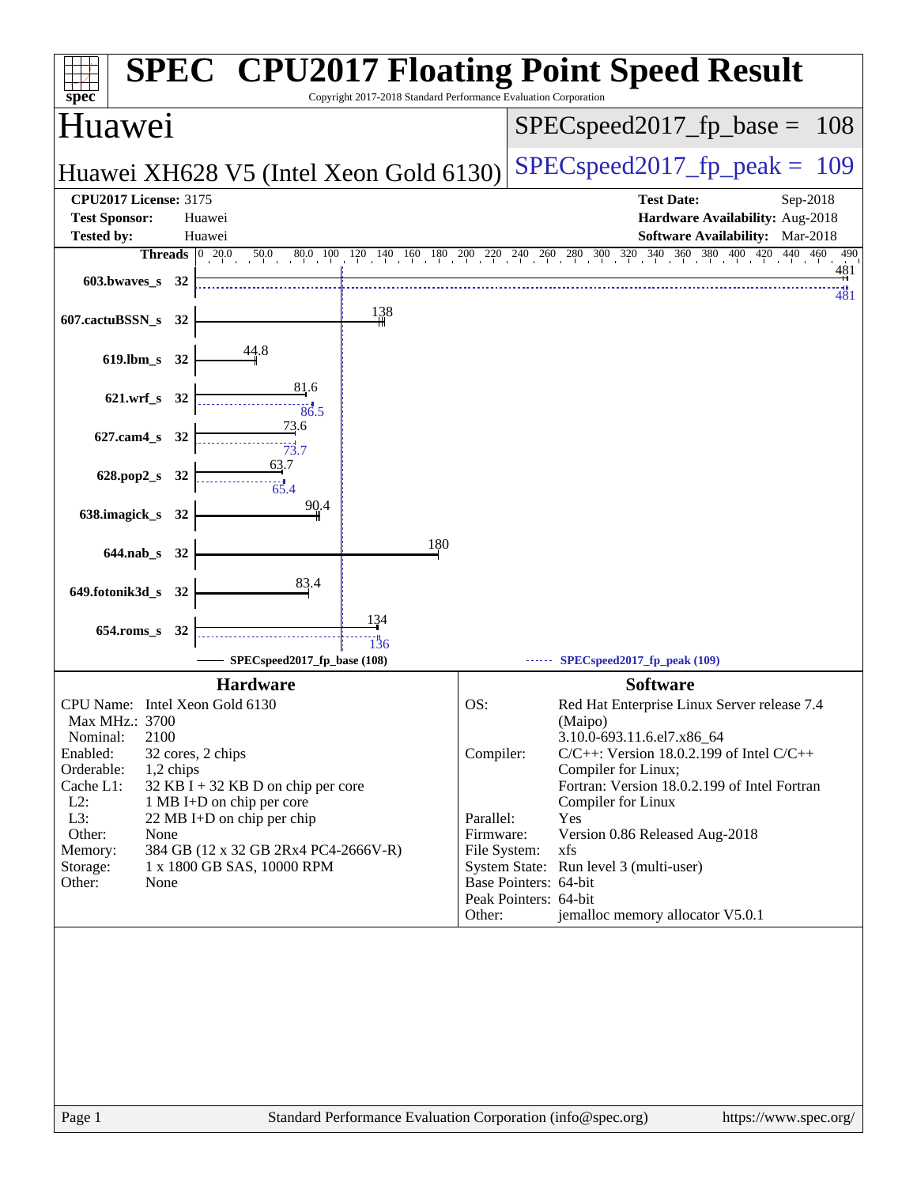# SPEC CPU2017 Floating Point Speed Result

Copyright 2017-2018 Standard Performance Evaluation Corporation

## Huawei

**Huawei XH628 V5 (Intel Xeon Gold 6130)**

SPECspeed2017_fp_base = 108

SPECspeed2017_fp_peak = 109

| | | | |
|---|---|---|---|
| **CPU2017 License:** | 3175 | **Test Date:** | Sep-2018 |
| **Test Sponsor:** | Huawei | **Hardware Availability:** | Aug-2018 |
| **Tested by:** | Huawei | **Software Availability:** | Mar-2018 |

| Benchmark | Threads | Base | Peak |
|---|---|---|---|
| 603.bwaves_s | 32 | 481 | 481 |
| 607.cactuBSSN_s | 32 | 138 | |
| 619.lbm_s | 32 | 44.8 | |
| 621.wrf_s | 32 | 81.6 | 86.5 |
| 627.cam4_s | 32 | 73.6 | 73.7 |
| 628.pop2_s | 32 | 63.7 | 65.4 |
| 638.imagick_s | 32 | 90.4 | |
| 644.nab_s | 32 | 180 | |
| 649.fotonik3d_s | 32 | 83.4 | |
| 654.roms_s | 32 | 134 | 136 |

SPECspeed2017_fp_base (108) ------ SPECspeed2017_fp_peak (109)

### Hardware

| | |
|---|---|
| CPU Name: | Intel Xeon Gold 6130 |
| Max MHz.: | 3700 |
| Nominal: | 2100 |
| Enabled: | 32 cores, 2 chips |
| Orderable: | 1,2 chips |
| Cache L1: | 32 KB I + 32 KB D on chip per core |
| L2: | 1 MB I+D on chip per core |
| L3: | 22 MB I+D on chip per chip |
| Other: | None |
| Memory: | 384 GB (12 x 32 GB 2Rx4 PC4-2666V-R) |
| Storage: | 1 x 1800 GB SAS, 10000 RPM |
| Other: | None |

### Software

| | |
|---|---|
| OS: | Red Hat Enterprise Linux Server release 7.4 (Maipo) 3.10.0-693.11.6.el7.x86_64 |
| Compiler: | C/C++: Version 18.0.2.199 of Intel C/C++ Compiler for Linux; Fortran: Version 18.0.2.199 of Intel Fortran Compiler for Linux |
| Parallel: | Yes |
| Firmware: | Version 0.86 Released Aug-2018 |
| File System: | xfs |
| System State: | Run level 3 (multi-user) |
| Base Pointers: | 64-bit |
| Peak Pointers: | 64-bit |
| Other: | jemalloc memory allocator V5.0.1 |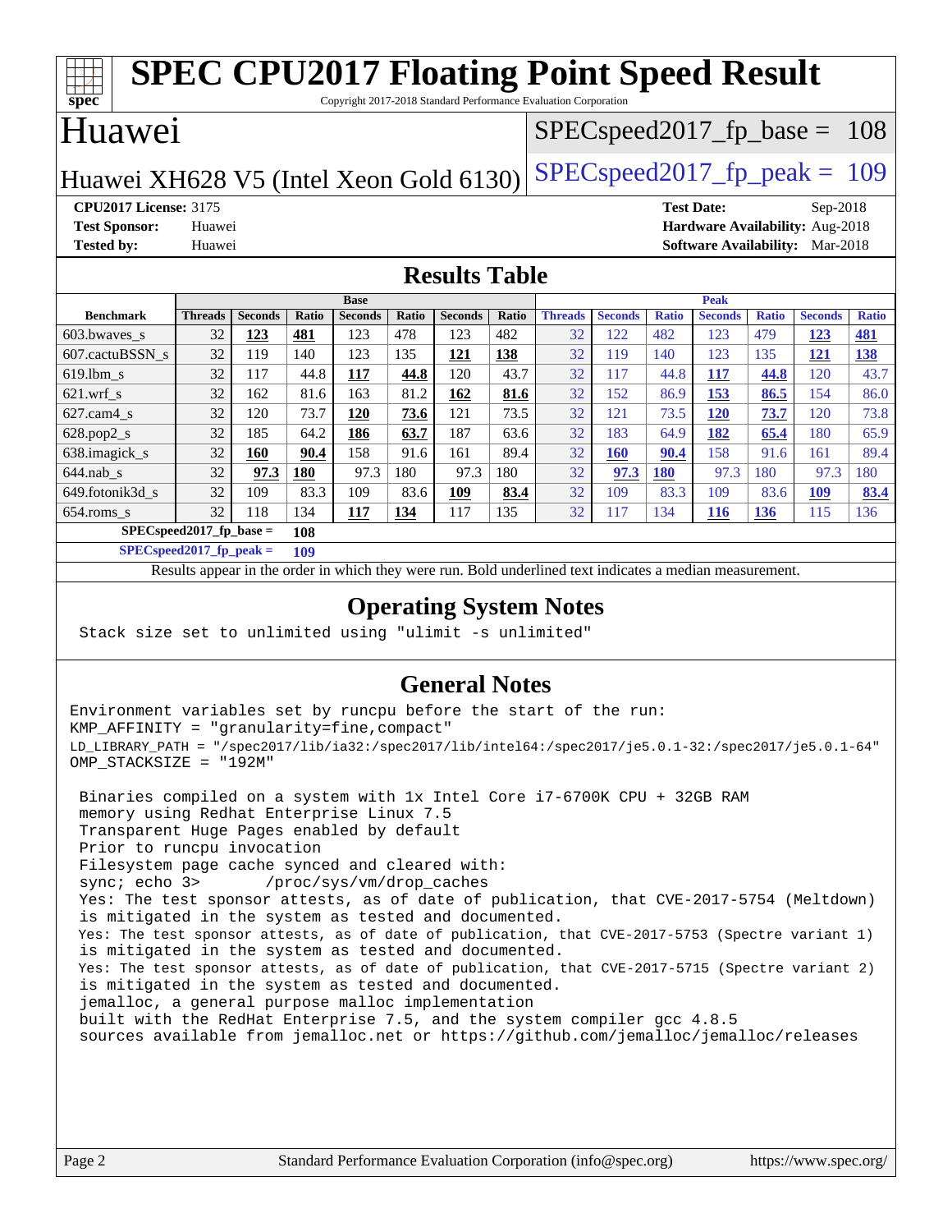# SPEC CPU2017 Floating Point Speed Result

Copyright 2017-2018 Standard Performance Evaluation Corporation

## Huawei

**SPECspeed2017_fp_base = 108**

## Huawei XH628 V5 (Intel Xeon Gold 6130)

**SPECspeed2017_fp_peak = 109**

**CPU2017 License:** 3175
**Test Sponsor:** Huawei
**Tested by:** Huawei

**Test Date:** Sep-2018
**Hardware Availability:** Aug-2018
**Software Availability:** Mar-2018

## Results Table

| Benchmark | Base | | | | | | | Peak | | | | | | |
|---|---|---|---|---|---|---|---|---|---|---|---|---|---|---|
| | Threads | Seconds | Ratio | Seconds | Ratio | Seconds | Ratio | Threads | Seconds | Ratio | Seconds | Ratio | Seconds | Ratio |
| 603.bwaves_s | 32 | **123** | **481** | 123 | 478 | 123 | 482 | 32 | 122 | 482 | 123 | 479 | **123** | **481** |
| 607.cactuBSSN_s | 32 | 119 | 140 | 123 | 135 | **121** | **138** | 32 | 119 | 140 | 123 | 135 | **121** | **138** |
| 619.lbm_s | 32 | 117 | 44.8 | **117** | **44.8** | 120 | 43.7 | 32 | 117 | 44.8 | **117** | **44.8** | 120 | 43.7 |
| 621.wrf_s | 32 | 162 | 81.6 | 163 | 81.2 | **162** | **81.6** | 32 | 152 | 86.9 | **153** | **86.5** | 154 | 86.0 |
| 627.cam4_s | 32 | 120 | 73.7 | **120** | **73.6** | 121 | 73.5 | 32 | 121 | 73.5 | **120** | **73.7** | 120 | 73.8 |
| 628.pop2_s | 32 | 185 | 64.2 | **186** | **63.7** | 187 | 63.6 | 32 | 183 | 64.9 | **182** | **65.4** | 180 | 65.9 |
| 638.imagick_s | 32 | **160** | **90.4** | 158 | 91.6 | 161 | 89.4 | 32 | **160** | **90.4** | 158 | 91.6 | 161 | 89.4 |
| 644.nab_s | 32 | **97.3** | **180** | 97.3 | 180 | 97.3 | 180 | 32 | **97.3** | **180** | 97.3 | 180 | 97.3 | 180 |
| 649.fotonik3d_s | 32 | 109 | 83.3 | 109 | 83.6 | **109** | **83.4** | 32 | 109 | 83.3 | 109 | 83.6 | **109** | **83.4** |
| 654.roms_s | 32 | 118 | 134 | **117** | **134** | 117 | 135 | 32 | 117 | 134 | **116** | **136** | 115 | 136 |

**SPECspeed2017_fp_base = 108**

**SPECspeed2017_fp_peak = 109**

Results appear in the order in which they were run. Bold underlined text indicates a median measurement.

## Operating System Notes

```
Stack size set to unlimited using "ulimit -s unlimited"
```

## General Notes

```
Environment variables set by runcpu before the start of the run:
KMP_AFFINITY = "granularity=fine,compact"
LD_LIBRARY_PATH = "/spec2017/lib/ia32:/spec2017/lib/intel64:/spec2017/je5.0.1-32:/spec2017/je5.0.1-64"
OMP_STACKSIZE = "192M"

 Binaries compiled on a system with 1x Intel Core i7-6700K CPU + 32GB RAM
 memory using Redhat Enterprise Linux 7.5
 Transparent Huge Pages enabled by default
 Prior to runcpu invocation
 Filesystem page cache synced and cleared with:
 sync; echo 3>       /proc/sys/vm/drop_caches
 Yes: The test sponsor attests, as of date of publication, that CVE-2017-5754 (Meltdown)
 is mitigated in the system as tested and documented.
 Yes: The test sponsor attests, as of date of publication, that CVE-2017-5753 (Spectre variant 1)
 is mitigated in the system as tested and documented.
 Yes: The test sponsor attests, as of date of publication, that CVE-2017-5715 (Spectre variant 2)
 is mitigated in the system as tested and documented.
 jemalloc, a general purpose malloc implementation
 built with the RedHat Enterprise 7.5, and the system compiler gcc 4.8.5
 sources available from jemalloc.net or https://github.com/jemalloc/jemalloc/releases
```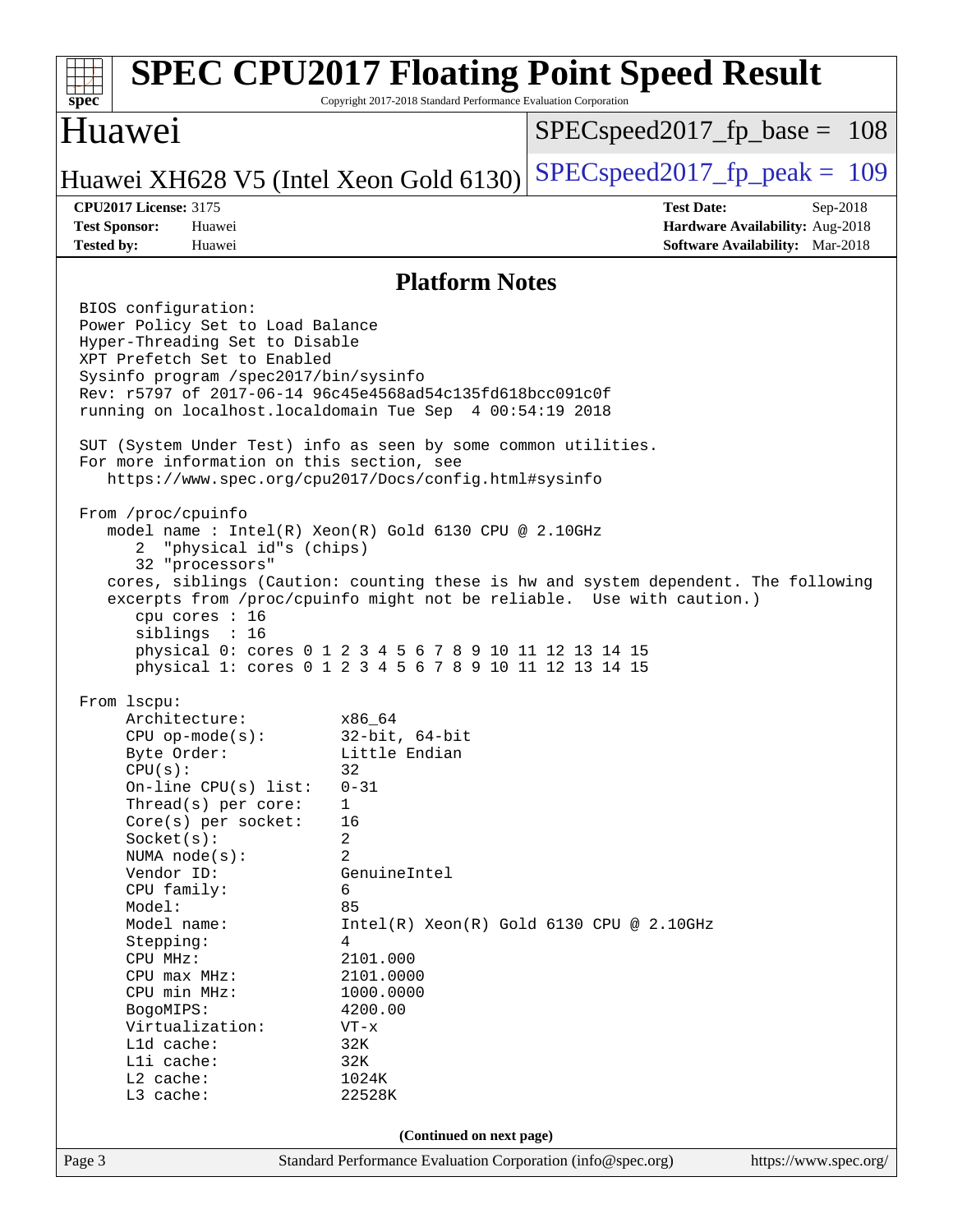## Platform Notes

```
BIOS configuration:
Power Policy Set to Load Balance
Hyper-Threading Set to Disable
XPT Prefetch Set to Enabled
Sysinfo program /spec2017/bin/sysinfo
Rev: r5797 of 2017-06-14 96c45e4568ad54c135fd618bcc091c0f
running on localhost.localdomain Tue Sep  4 00:54:19 2018

SUT (System Under Test) info as seen by some common utilities.
For more information on this section, see
   https://www.spec.org/cpu2017/Docs/config.html#sysinfo

From /proc/cpuinfo
   model name : Intel(R) Xeon(R) Gold 6130 CPU @ 2.10GHz
      2  "physical id"s (chips)
      32 "processors"
   cores, siblings (Caution: counting these is hw and system dependent. The following
   excerpts from /proc/cpuinfo might not be reliable.  Use with caution.)
      cpu cores : 16
      siblings  : 16
      physical 0: cores 0 1 2 3 4 5 6 7 8 9 10 11 12 13 14 15
      physical 1: cores 0 1 2 3 4 5 6 7 8 9 10 11 12 13 14 15

From lscpu:
     Architecture:          x86_64
     CPU op-mode(s):        32-bit, 64-bit
     Byte Order:            Little Endian
     CPU(s):                32
     On-line CPU(s) list:   0-31
     Thread(s) per core:    1
     Core(s) per socket:    16
     Socket(s):             2
     NUMA node(s):          2
     Vendor ID:             GenuineIntel
     CPU family:            6
     Model:                 85
     Model name:            Intel(R) Xeon(R) Gold 6130 CPU @ 2.10GHz
     Stepping:              4
     CPU MHz:               2101.000
     CPU max MHz:           2101.0000
     CPU min MHz:           1000.0000
     BogoMIPS:              4200.00
     Virtualization:        VT-x
     L1d cache:             32K
     L1i cache:             32K
     L2 cache:              1024K
     L3 cache:              22528K
```

(Continued on next page)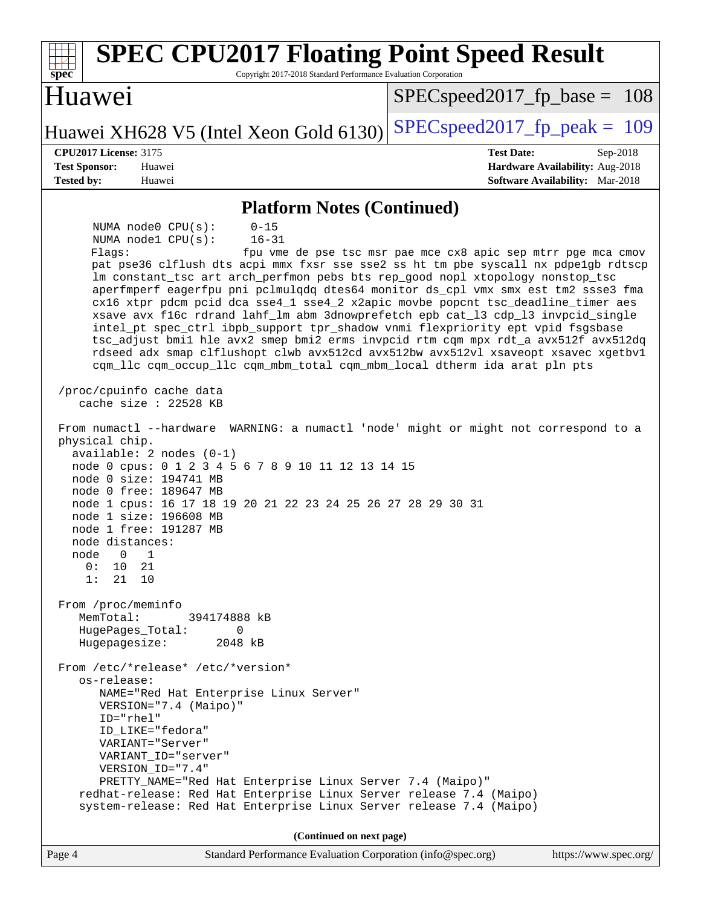## Platform Notes (Continued)

```
      NUMA node0 CPU(s):      0-15
      NUMA node1 CPU(s):      16-31
      Flags:                  fpu vme de pse tsc msr pae mce cx8 apic sep mtrr pge mca cmov
      pat pse36 clflush dts acpi mmx fxsr sse sse2 ss ht tm pbe syscall nx pdpe1gb rdtscp
      lm constant_tsc art arch_perfmon pebs bts rep_good nopl xtopology nonstop_tsc
      aperfmperf eagerfpu pni pclmulqdq dtes64 monitor ds_cpl vmx smx est tm2 ssse3 fma
      cx16 xtpr pdcm pcid dca sse4_1 sse4_2 x2apic movbe popcnt tsc_deadline_timer aes
      xsave avx f16c rdrand lahf_lm abm 3dnowprefetch epb cat_l3 cdp_l3 invpcid_single
      intel_pt spec_ctrl ibpb_support tpr_shadow vnmi flexpriority ept vpid fsgsbase
      tsc_adjust bmi1 hle avx2 smep bmi2 erms invpcid rtm cqm mpx rdt_a avx512f avx512dq
      rdseed adx smap clflushopt clwb avx512cd avx512bw avx512vl xsaveopt xsavec xgetbv1
      cqm_llc cqm_occup_llc cqm_mbm_total cqm_mbm_local dtherm ida arat pln pts

 /proc/cpuinfo cache data
    cache size : 22528 KB

 From numactl --hardware  WARNING: a numactl 'node' might or might not correspond to a
 physical chip.
   available: 2 nodes (0-1)
   node 0 cpus: 0 1 2 3 4 5 6 7 8 9 10 11 12 13 14 15
   node 0 size: 194741 MB
   node 0 free: 189647 MB
   node 1 cpus: 16 17 18 19 20 21 22 23 24 25 26 27 28 29 30 31
   node 1 size: 196608 MB
   node 1 free: 191287 MB
   node distances:
   node   0   1
     0:  10  21
     1:  21  10

 From /proc/meminfo
    MemTotal:       394174888 kB
    HugePages_Total:       0
    Hugepagesize:       2048 kB

 From /etc/*release* /etc/*version*
    os-release:
       NAME="Red Hat Enterprise Linux Server"
       VERSION="7.4 (Maipo)"
       ID="rhel"
       ID_LIKE="fedora"
       VARIANT="Server"
       VARIANT_ID="server"
       VERSION_ID="7.4"
       PRETTY_NAME="Red Hat Enterprise Linux Server 7.4 (Maipo)"
    redhat-release: Red Hat Enterprise Linux Server release 7.4 (Maipo)
    system-release: Red Hat Enterprise Linux Server release 7.4 (Maipo)
```

**(Continued on next page)**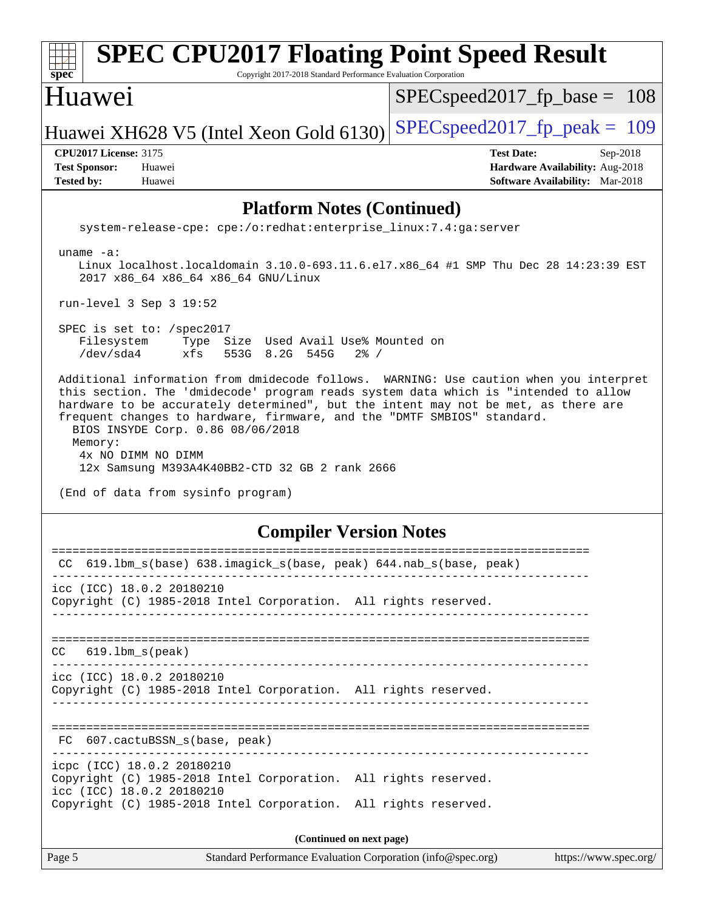## Platform Notes (Continued)

```
   system-release-cpe: cpe:/o:redhat:enterprise_linux:7.4:ga:server

uname -a:
   Linux localhost.localdomain 3.10.0-693.11.6.el7.x86_64 #1 SMP Thu Dec 28 14:23:39 EST
   2017 x86_64 x86_64 x86_64 GNU/Linux

run-level 3 Sep 3 19:52

SPEC is set to: /spec2017
   Filesystem     Type  Size  Used Avail Use% Mounted on
   /dev/sda4      xfs   553G  8.2G  545G   2% /

Additional information from dmidecode follows.  WARNING: Use caution when you interpret
this section. The 'dmidecode' program reads system data which is "intended to allow
hardware to be accurately determined", but the intent may not be met, as there are
frequent changes to hardware, firmware, and the "DMTF SMBIOS" standard.
  BIOS INSYDE Corp. 0.86 08/06/2018
  Memory:
   4x NO DIMM NO DIMM
   12x Samsung M393A4K40BB2-CTD 32 GB 2 rank 2666

(End of data from sysinfo program)
```

## Compiler Version Notes

```
==============================================================================
 CC  619.lbm_s(base) 638.imagick_s(base, peak) 644.nab_s(base, peak)
------------------------------------------------------------------------------
icc (ICC) 18.0.2 20180210
Copyright (C) 1985-2018 Intel Corporation.  All rights reserved.
------------------------------------------------------------------------------

==============================================================================
 CC   619.lbm_s(peak)
------------------------------------------------------------------------------
icc (ICC) 18.0.2 20180210
Copyright (C) 1985-2018 Intel Corporation.  All rights reserved.
------------------------------------------------------------------------------

==============================================================================
 FC  607.cactuBSSN_s(base, peak)
------------------------------------------------------------------------------
icpc (ICC) 18.0.2 20180210
Copyright (C) 1985-2018 Intel Corporation.  All rights reserved.
icc (ICC) 18.0.2 20180210
Copyright (C) 1985-2018 Intel Corporation.  All rights reserved.
```

(Continued on next page)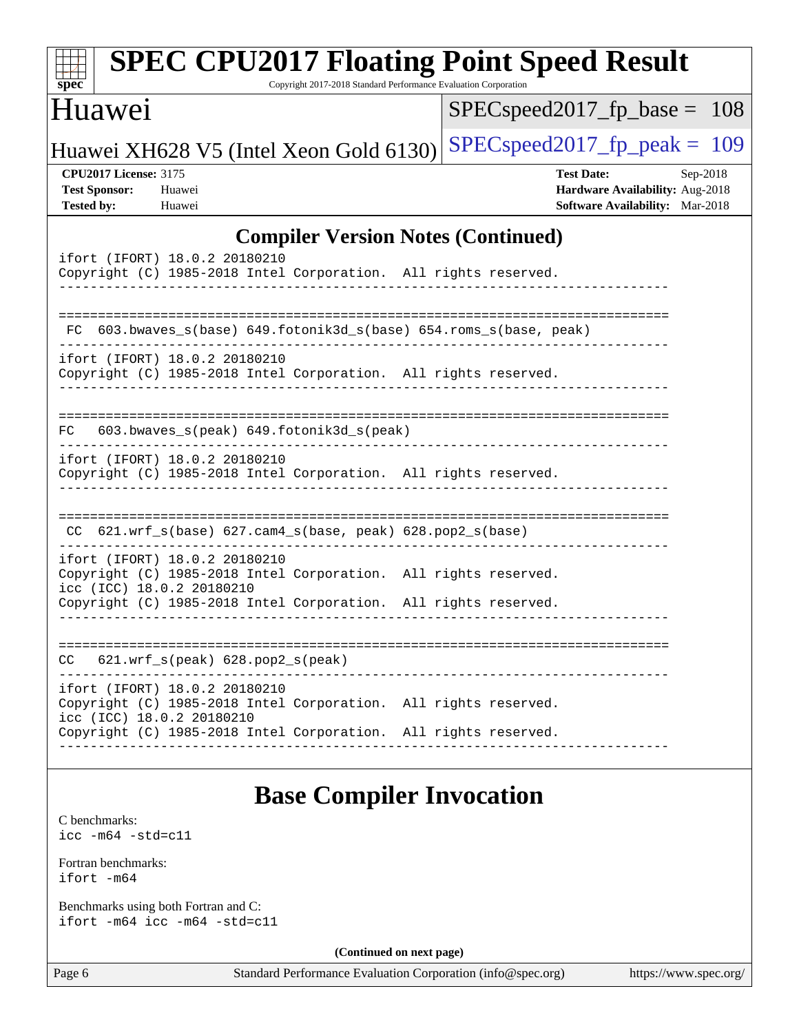## Compiler Version Notes (Continued)

```
ifort (IFORT) 18.0.2 20180210
Copyright (C) 1985-2018 Intel Corporation.  All rights reserved.
------------------------------------------------------------------------------

==============================================================================
 FC  603.bwaves_s(base) 649.fotonik3d_s(base) 654.roms_s(base, peak)
------------------------------------------------------------------------------
ifort (IFORT) 18.0.2 20180210
Copyright (C) 1985-2018 Intel Corporation.  All rights reserved.
------------------------------------------------------------------------------

==============================================================================
FC   603.bwaves_s(peak) 649.fotonik3d_s(peak)
------------------------------------------------------------------------------
ifort (IFORT) 18.0.2 20180210
Copyright (C) 1985-2018 Intel Corporation.  All rights reserved.
------------------------------------------------------------------------------

==============================================================================
 CC  621.wrf_s(base) 627.cam4_s(base, peak) 628.pop2_s(base)
------------------------------------------------------------------------------
ifort (IFORT) 18.0.2 20180210
Copyright (C) 1985-2018 Intel Corporation.  All rights reserved.
icc (ICC) 18.0.2 20180210
Copyright (C) 1985-2018 Intel Corporation.  All rights reserved.
------------------------------------------------------------------------------

==============================================================================
CC   621.wrf_s(peak) 628.pop2_s(peak)
------------------------------------------------------------------------------
ifort (IFORT) 18.0.2 20180210
Copyright (C) 1985-2018 Intel Corporation.  All rights reserved.
icc (ICC) 18.0.2 20180210
Copyright (C) 1985-2018 Intel Corporation.  All rights reserved.
------------------------------------------------------------------------------
```

## Base Compiler Invocation

C benchmarks:
icc -m64 -std=c11

Fortran benchmarks:
ifort -m64

Benchmarks using both Fortran and C:
ifort -m64 icc -m64 -std=c11

**(Continued on next page)**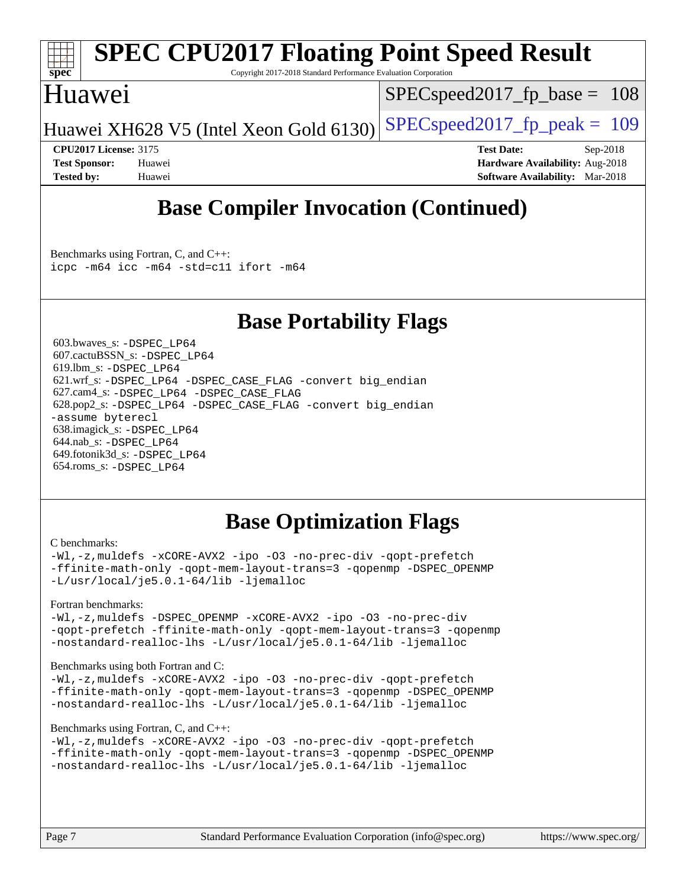# Base Compiler Invocation (Continued)

Benchmarks using Fortran, C, and C++:
```
icpc -m64 icc -m64 -std=c11 ifort -m64
```

# Base Portability Flags

603.bwaves_s: `-DSPEC_LP64`
607.cactuBSSN_s: `-DSPEC_LP64`
619.lbm_s: `-DSPEC_LP64`
621.wrf_s: `-DSPEC_LP64 -DSPEC_CASE_FLAG -convert big_endian`
627.cam4_s: `-DSPEC_LP64 -DSPEC_CASE_FLAG`
628.pop2_s: `-DSPEC_LP64 -DSPEC_CASE_FLAG -convert big_endian -assume byterecl`
638.imagick_s: `-DSPEC_LP64`
644.nab_s: `-DSPEC_LP64`
649.fotonik3d_s: `-DSPEC_LP64`
654.roms_s: `-DSPEC_LP64`

# Base Optimization Flags

C benchmarks:
```
-Wl,-z,muldefs -xCORE-AVX2 -ipo -O3 -no-prec-div -qopt-prefetch
-ffinite-math-only -qopt-mem-layout-trans=3 -qopenmp -DSPEC_OPENMP
-L/usr/local/je5.0.1-64/lib -ljemalloc
```

Fortran benchmarks:
```
-Wl,-z,muldefs -DSPEC_OPENMP -xCORE-AVX2 -ipo -O3 -no-prec-div
-qopt-prefetch -ffinite-math-only -qopt-mem-layout-trans=3 -qopenmp
-nostandard-realloc-lhs -L/usr/local/je5.0.1-64/lib -ljemalloc
```

Benchmarks using both Fortran and C:
```
-Wl,-z,muldefs -xCORE-AVX2 -ipo -O3 -no-prec-div -qopt-prefetch
-ffinite-math-only -qopt-mem-layout-trans=3 -qopenmp -DSPEC_OPENMP
-nostandard-realloc-lhs -L/usr/local/je5.0.1-64/lib -ljemalloc
```

Benchmarks using Fortran, C, and C++:
```
-Wl,-z,muldefs -xCORE-AVX2 -ipo -O3 -no-prec-div -qopt-prefetch
-ffinite-math-only -qopt-mem-layout-trans=3 -qopenmp -DSPEC_OPENMP
-nostandard-realloc-lhs -L/usr/local/je5.0.1-64/lib -ljemalloc
```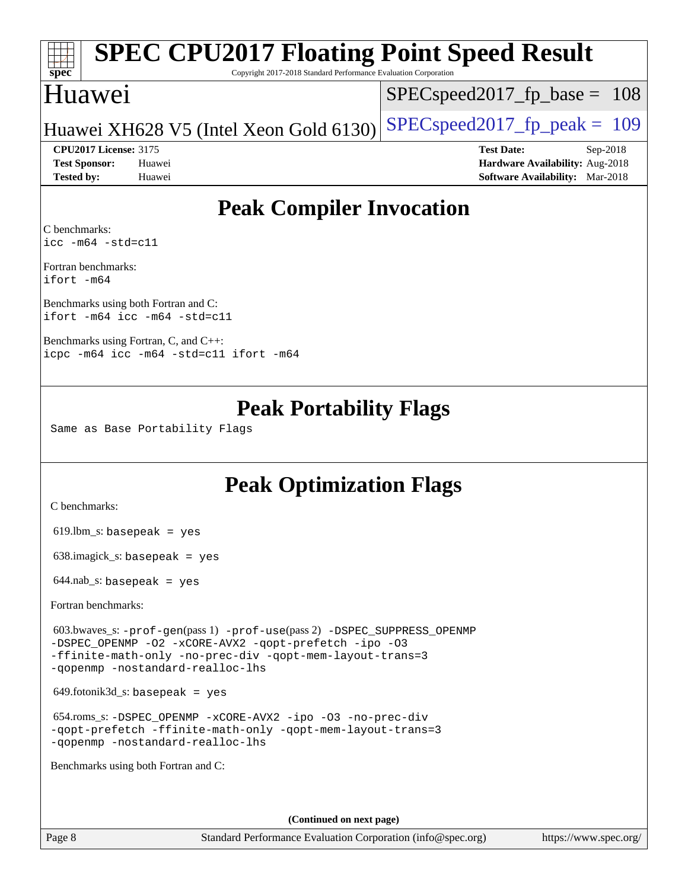# SPEC CPU2017 Floating Point Speed Result

Copyright 2017-2018 Standard Performance Evaluation Corporation

## Huawei

Huawei XH628 V5 (Intel Xeon Gold 6130)

SPECspeed2017_fp_base = 108

SPECspeed2017_fp_peak = 109

**CPU2017 License:** 3175
**Test Sponsor:** Huawei
**Tested by:** Huawei

**Test Date:** Sep-2018
**Hardware Availability:** Aug-2018
**Software Availability:** Mar-2018

## Peak Compiler Invocation

C benchmarks:
```
icc -m64 -std=c11
```

Fortran benchmarks:
```
ifort -m64
```

Benchmarks using both Fortran and C:
```
ifort -m64 icc -m64 -std=c11
```

Benchmarks using Fortran, C, and C++:
```
icpc -m64 icc -m64 -std=c11 ifort -m64
```

## Peak Portability Flags

Same as Base Portability Flags

## Peak Optimization Flags

C benchmarks:

619.lbm_s: `basepeak = yes`

638.imagick_s: `basepeak = yes`

644.nab_s: `basepeak = yes`

Fortran benchmarks:

603.bwaves_s: `-prof-gen`(pass 1) `-prof-use`(pass 2) `-DSPEC_SUPPRESS_OPENMP -DSPEC_OPENMP -O2 -xCORE-AVX2 -qopt-prefetch -ipo -O3 -ffinite-math-only -no-prec-div -qopt-mem-layout-trans=3 -qopenmp -nostandard-realloc-lhs`

649.fotonik3d_s: `basepeak = yes`

654.roms_s: `-DSPEC_OPENMP -xCORE-AVX2 -ipo -O3 -no-prec-div -qopt-prefetch -ffinite-math-only -qopt-mem-layout-trans=3 -qopenmp -nostandard-realloc-lhs`

Benchmarks using both Fortran and C:

**(Continued on next page)**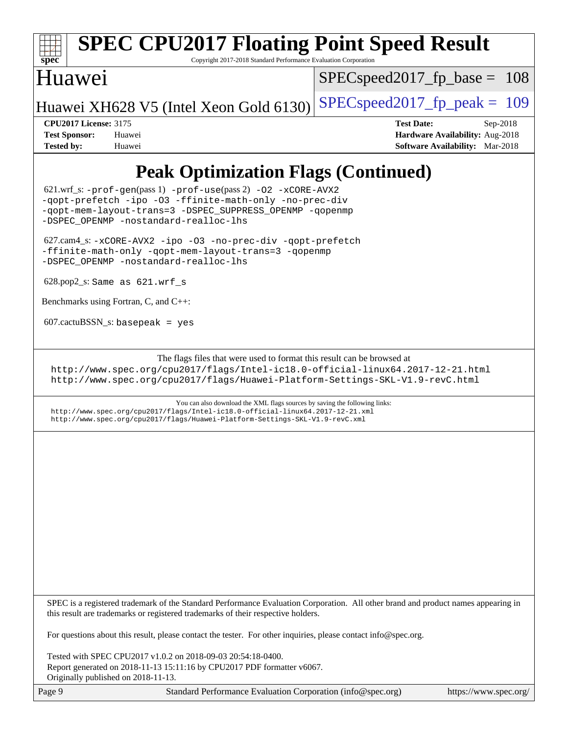# SPEC CPU2017 Floating Point Speed Result

Copyright 2017-2018 Standard Performance Evaluation Corporation

## Huawei

Huawei XH628 V5 (Intel Xeon Gold 6130)

SPECspeed2017_fp_base = 108

SPECspeed2017_fp_peak = 109

**CPU2017 License:** 3175
**Test Sponsor:** Huawei
**Tested by:** Huawei

**Test Date:** Sep-2018
**Hardware Availability:** Aug-2018
**Software Availability:** Mar-2018

## Peak Optimization Flags (Continued)

621.wrf_s: -prof-gen(pass 1) -prof-use(pass 2) -O2 -xCORE-AVX2 -qopt-prefetch -ipo -O3 -ffinite-math-only -no-prec-div -qopt-mem-layout-trans=3 -DSPEC_SUPPRESS_OPENMP -qopenmp -DSPEC_OPENMP -nostandard-realloc-lhs

627.cam4_s: -xCORE-AVX2 -ipo -O3 -no-prec-div -qopt-prefetch -ffinite-math-only -qopt-mem-layout-trans=3 -qopenmp -DSPEC_OPENMP -nostandard-realloc-lhs

628.pop2_s: Same as 621.wrf_s

Benchmarks using Fortran, C, and C++:

607.cactuBSSN_s: basepeak = yes

The flags files that were used to format this result can be browsed at
http://www.spec.org/cpu2017/flags/Intel-ic18.0-official-linux64.2017-12-21.html
http://www.spec.org/cpu2017/flags/Huawei-Platform-Settings-SKL-V1.9-revC.html

You can also download the XML flags sources by saving the following links:
http://www.spec.org/cpu2017/flags/Intel-ic18.0-official-linux64.2017-12-21.xml
http://www.spec.org/cpu2017/flags/Huawei-Platform-Settings-SKL-V1.9-revC.xml

SPEC is a registered trademark of the Standard Performance Evaluation Corporation. All other brand and product names appearing in this result are trademarks or registered trademarks of their respective holders.

For questions about this result, please contact the tester. For other inquiries, please contact info@spec.org.

Tested with SPEC CPU2017 v1.0.2 on 2018-09-03 20:54:18-0400.
Report generated on 2018-11-13 15:11:16 by CPU2017 PDF formatter v6067.
Originally published on 2018-11-13.